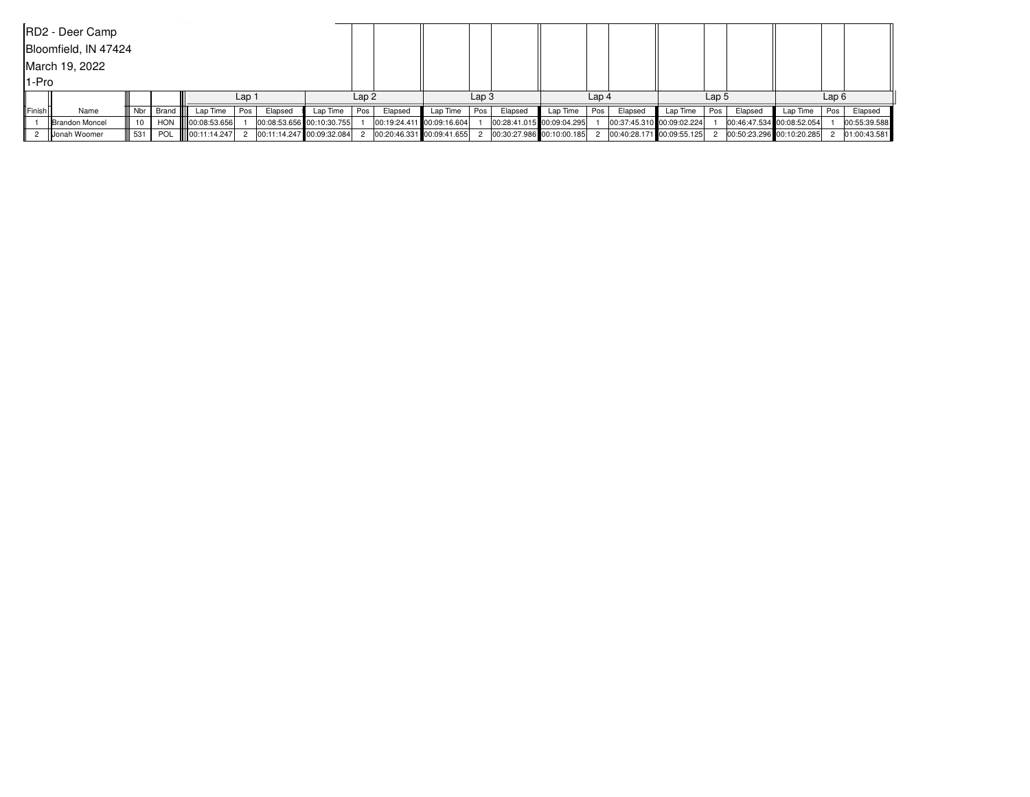RD2 - Deer Camp

Bloomfield, IN 47424

March 19, 2022

1-Pro

| | | | | Lap 1 | | | Lap 2 | | | Lap 3 | | | Lap 4 | | | Lap 5 | | | Lap 6 | | |
|---|---|---|---|---|---|---|---|---|---|---|---|---|---|---|---|---|---|---|---|---|---|
| Finish | Name | Nbr | Brand | Lap Time | Pos | Elapsed | Lap Time | Pos | Elapsed | Lap Time | Pos | Elapsed | Lap Time | Pos | Elapsed | Lap Time | Pos | Elapsed | Lap Time | Pos | Elapsed |
| 1 | Brandon Moncel | 10 | HON | 00:08:53.656 | 1 | 00:08:53.656 | 00:10:30.755 | 1 | 00:19:24.411 | 00:09:16.604 | 1 | 00:28:41.015 | 00:09:04.295 | 1 | 00:37:45.310 | 00:09:02.224 | 1 | 00:46:47.534 | 00:08:52.054 | 1 | 00:55:39.588 |
| 2 | Jonah Woomer | 531 | POL | 00:11:14.247 | 2 | 00:11:14.247 | 00:09:32.084 | 2 | 00:20:46.331 | 00:09:41.655 | 2 | 00:30:27.986 | 00:10:00.185 | 2 | 00:40:28.171 | 00:09:55.125 | 2 | 00:50:23.296 | 00:10:20.285 | 2 | 01:00:43.581 |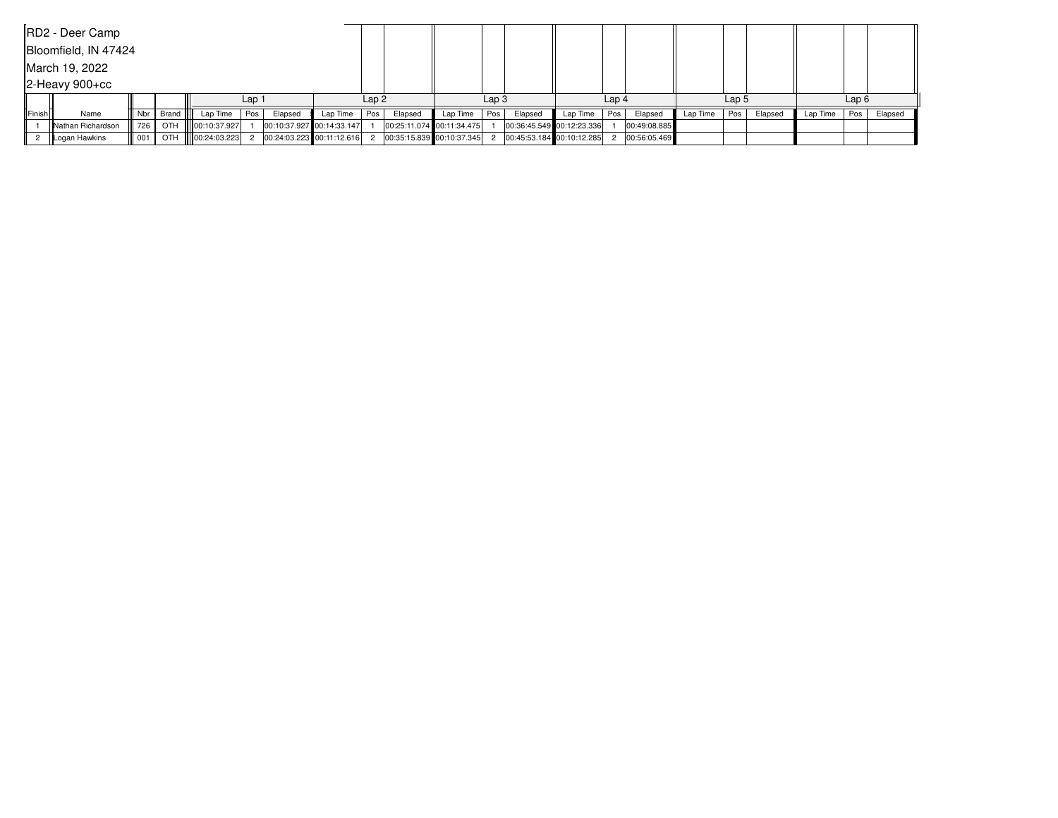RD2 - Deer Camp

Bloomfield, IN 47424

March 19, 2022

2-Heavy 900+cc

| | | | | Lap 1 | | | Lap 2 | | | Lap 3 | | | Lap 4 | | | Lap 5 | | | Lap 6 | | |
|---|---|---|---|---|---|---|---|---|---|---|---|---|---|---|---|---|---|---|---|---|---|
| Finish | Name | Nbr | Brand | Lap Time | Pos | Elapsed | Lap Time | Pos | Elapsed | Lap Time | Pos | Elapsed | Lap Time | Pos | Elapsed | Lap Time | Pos | Elapsed | Lap Time | Pos | Elapsed |
| 1 | Nathan Richardson | 726 | OTH | 00:10:37.927 | 1 | 00:10:37.927 | 00:14:33.147 | 1 | 00:25:11.074 | 00:11:34.475 | 1 | 00:36:45.549 | 00:12:23.336 | 1 | 00:49:08.885 | | | | | | |
| 2 | Logan Hawkins | 001 | OTH | 00:24:03.223 | 2 | 00:24:03.223 | 00:11:12.616 | 2 | 00:35:15.839 | 00:10:37.345 | 2 | 00:45:53.184 | 00:10:12.285 | 2 | 00:56:05.469 | | | | | | |